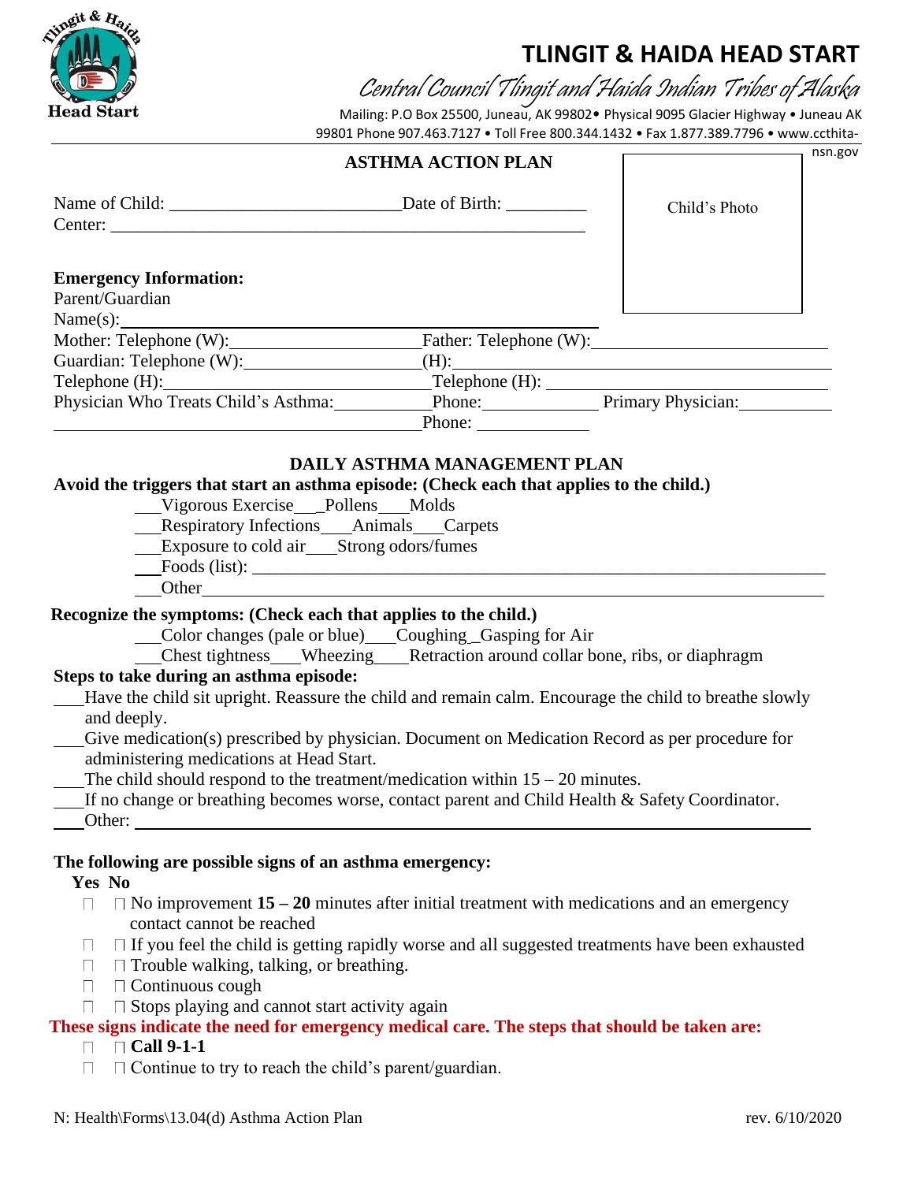# TLINGIT & HAIDA HEAD START

*Central Council Tlingit and Haida Indian Tribes of Alaska*

Mailing: P.O Box 25500, Juneau, AK 99802• Physical 9095 Glacier Highway • Juneau AK 99801 Phone 907.463.7127 • Toll Free 800.344.1432 • Fax 1.877.389.7796 • www.ccthita-nsn.gov

## ASTHMA ACTION PLAN

Child's Photo

Name of Child: ________________________ Date of Birth: _________

Center: ______________________________________________

**Emergency Information:**

Parent/Guardian Name(s): ______________________________

Mother: Telephone (W): ____________________ Father: Telephone (W): ________________________

Guardian: Telephone (W): __________________ (H): ______________________________________

Telephone (H): ______________________________ Telephone (H): _____________________________

Physician Who Treats Child's Asthma: __________ Phone: ____________ Primary Physician: __________

______________________________________ Phone: ____________

## DAILY ASTHMA MANAGEMENT PLAN

**Avoid the triggers that start an asthma episode: (Check each that applies to the child.)**

___Vigorous Exercise___Pollens___Molds

___Respiratory Infections___Animals___Carpets

___Exposure to cold air___Strong odors/fumes

___Foods (list): ______________________________________________________________

___Other_____________________________________________________________________

**Recognize the symptoms: (Check each that applies to the child.)**

___Color changes (pale or blue)___Coughing_Gasping for Air

___Chest tightness___Wheezing___Retraction around collar bone, ribs, or diaphragm

**Steps to take during an asthma episode:**

___Have the child sit upright. Reassure the child and remain calm. Encourage the child to breathe slowly and deeply.

___Give medication(s) prescribed by physician. Document on Medication Record as per procedure for administering medications at Head Start.

___The child should respond to the treatment/medication within 15 – 20 minutes.

___If no change or breathing becomes worse, contact parent and Child Health & Safety Coordinator.

___Other: ______________________________________________________________________

**The following are possible signs of an asthma emergency:**

**Yes No**

☐ ☐ No improvement **15 – 20** minutes after initial treatment with medications and an emergency contact cannot be reached

☐ ☐ If you feel the child is getting rapidly worse and all suggested treatments have been exhausted

☐ ☐ Trouble walking, talking, or breathing.

☐ ☐ Continuous cough

☐ ☐ Stops playing and cannot start activity again

**These signs indicate the need for emergency medical care. The steps that should be taken are:**

☐ ☐ **Call 9-1-1**

☐ ☐ Continue to try to reach the child's parent/guardian.

N: Health\Forms\13.04(d) Asthma Action Plan rev. 6/10/2020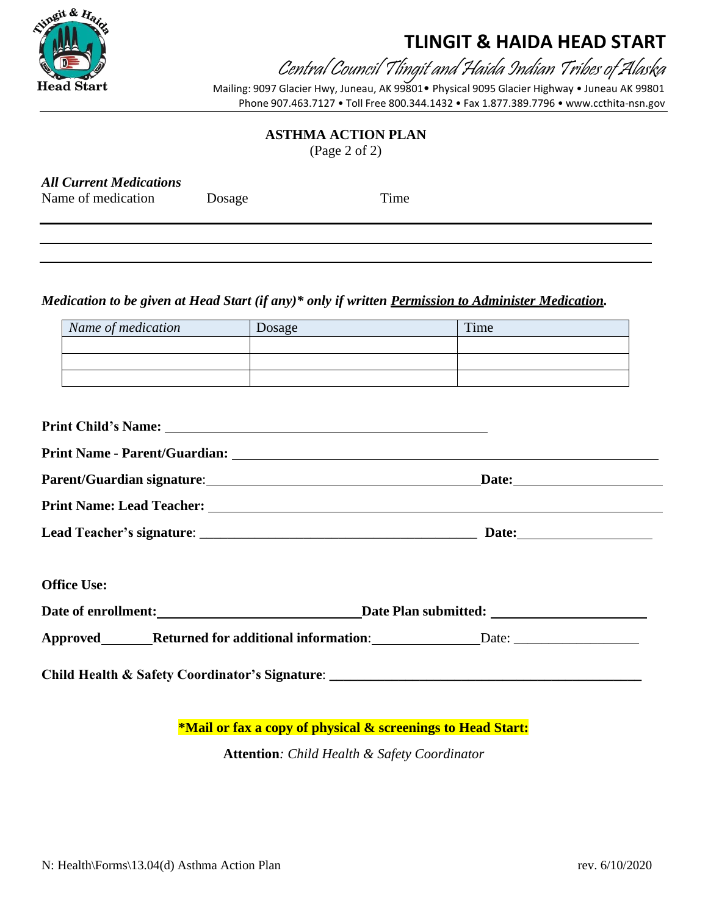# TLINGIT & HAIDA HEAD START

*Central Council Tlingit and Haida Indian Tribes of Alaska*

Mailing: 9097 Glacier Hwy, Juneau, AK 99801• Physical 9095 Glacier Highway • Juneau AK 99801
Phone 907.463.7127 • Toll Free 800.344.1432 • Fax 1.877.389.7796 • www.ccthita-nsn.gov

## ASTHMA ACTION PLAN

(Page 2 of 2)

***All Current Medications***

Name of medication Dosage Time

______________________________________________________________________________

______________________________________________________________________________

______________________________________________________________________________

***Medication to be given at Head Start (if any)\* only if written <u>Permission to Administer Medication</u>.***

| *Name of medication* | Dosage | Time |
|---|---|---|
| | | |
| | | |
| | | |

**Print Child's Name:** ______________________________________

**Print Name - Parent/Guardian:** ______________________________________

**Parent/Guardian signature**: ______________________________ **Date:** ________________

**Print Name: Lead Teacher:** ______________________________________

**Lead Teacher's signature**: ______________________________ **Date:** ________________

**Office Use:**

**Date of enrollment:** ____________________ **Date Plan submitted:** ____________________

**Approved** _______ **Returned for additional information**: ____________ Date: ________________

**Child Health & Safety Coordinator's Signature**: ______________________________________

**\*Mail or fax a copy of physical & screenings to Head Start:**

**Attention***: Child Health & Safety Coordinator*

N: Health\Forms\13.04(d) Asthma Action Plan rev. 6/10/2020